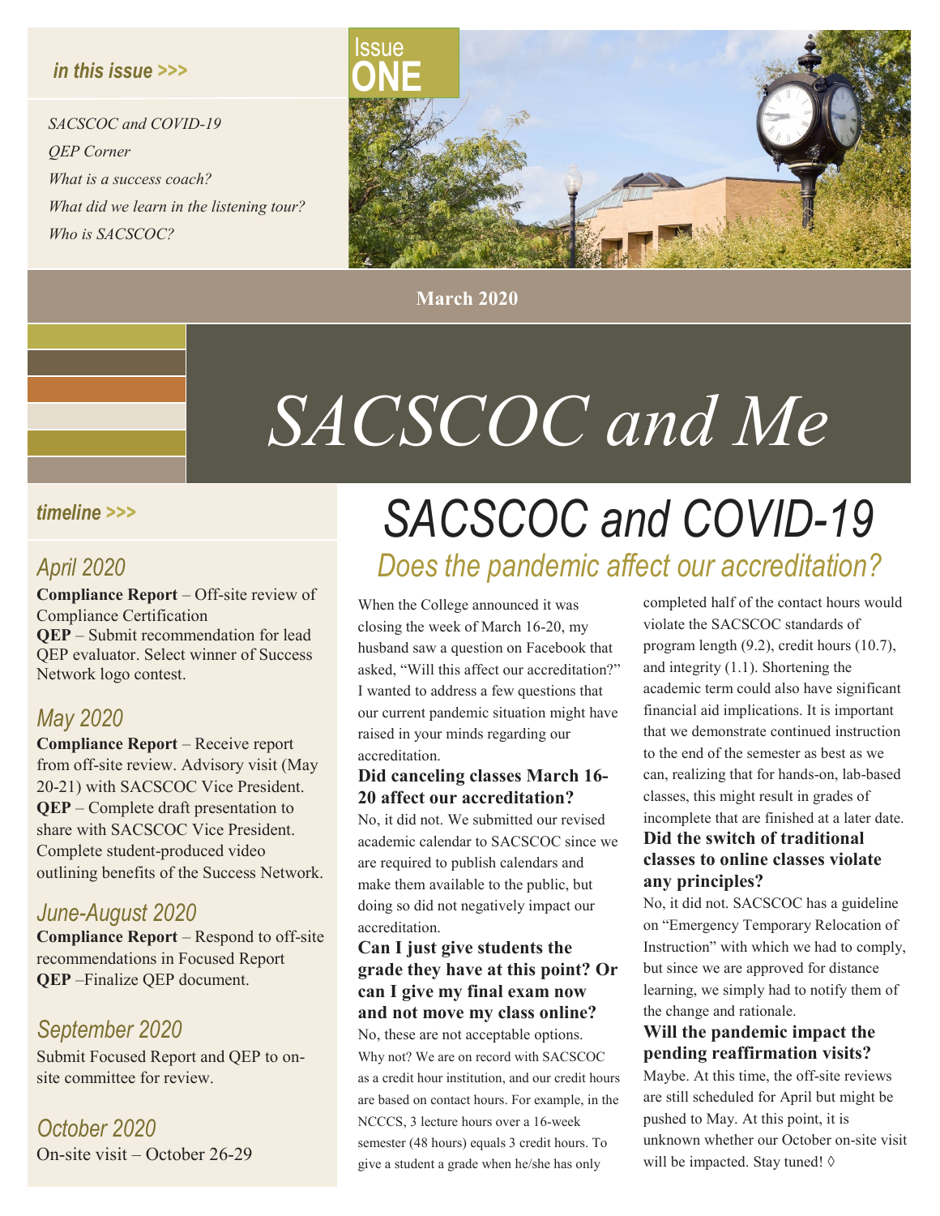*in this issue >>>*

*SACSCOC and COVID-19*
*QEP Corner*
*What is a success coach?*
*What did we learn in the listening tour?*
*Who is SACSCOC?*

Issue **ONE**

**March 2020**

# *SACSCOC and Me*

# SACSCOC and COVID-19

## *Does the pandemic affect our accreditation?*

When the College announced it was closing the week of March 16-20, my husband saw a question on Facebook that asked, "Will this affect our accreditation?" I wanted to address a few questions that our current pandemic situation might have raised in your minds regarding our accreditation.

### Did canceling classes March 16-20 affect our accreditation?

No, it did not. We submitted our revised academic calendar to SACSCOC since we are required to publish calendars and make them available to the public, but doing so did not negatively impact our accreditation.

### Can I just give students the grade they have at this point? Or can I give my final exam now and not move my class online?

No, these are not acceptable options. Why not? We are on record with SACSCOC as a credit hour institution, and our credit hours are based on contact hours. For example, in the NCCCS, 3 lecture hours over a 16-week semester (48 hours) equals 3 credit hours. To give a student a grade when he/she has only completed half of the contact hours would violate the SACSCOC standards of program length (9.2), credit hours (10.7), and integrity (1.1). Shortening the academic term could also have significant financial aid implications. It is important that we demonstrate continued instruction to the end of the semester as best as we can, realizing that for hands-on, lab-based classes, this might result in grades of incomplete that are finished at a later date.

### Did the switch of traditional classes to online classes violate any principles?

No, it did not. SACSCOC has a guideline on "Emergency Temporary Relocation of Instruction" with which we had to comply, but since we are approved for distance learning, we simply had to notify them of the change and rationale.

### Will the pandemic impact the pending reaffirmation visits?

Maybe. At this time, the off-site reviews are still scheduled for April but might be pushed to May. At this point, it is unknown whether our October on-site visit will be impacted. Stay tuned! ◊

*timeline >>>*

### *April 2020*

**Compliance Report** – Off-site review of Compliance Certification
**QEP** – Submit recommendation for lead QEP evaluator. Select winner of Success Network logo contest.

### *May 2020*

**Compliance Report** – Receive report from off-site review. Advisory visit (May 20-21) with SACSCOC Vice President.
**QEP** – Complete draft presentation to share with SACSCOC Vice President. Complete student-produced video outlining benefits of the Success Network.

### *June-August 2020*

**Compliance Report** – Respond to off-site recommendations in Focused Report
**QEP** –Finalize QEP document.

### *September 2020*

Submit Focused Report and QEP to on-site committee for review.

### *October 2020*

On-site visit – October 26-29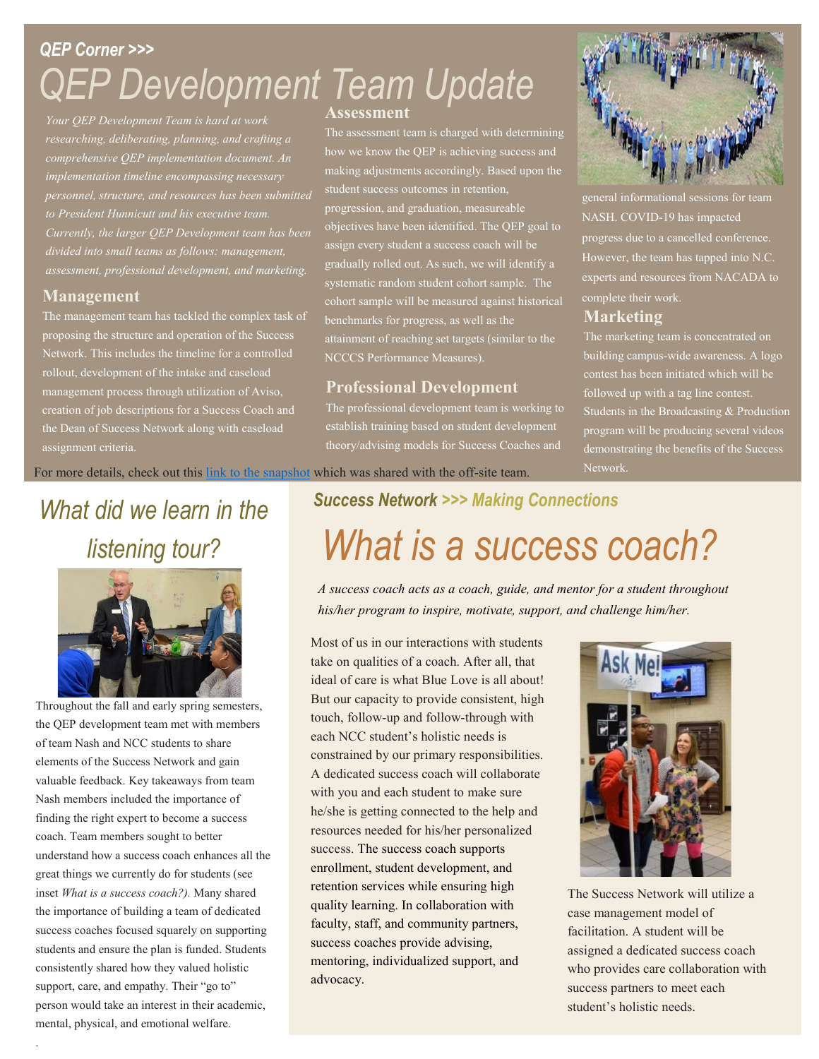*QEP Corner >>>*

# *QEP Development Team Update*

*Your QEP Development Team is hard at work researching, deliberating, planning, and crafting a comprehensive QEP implementation document. An implementation timeline encompassing necessary personnel, structure, and resources has been submitted to President Hunnicutt and his executive team. Currently, the larger QEP Development team has been divided into small teams as follows: management, assessment, professional development, and marketing.*

## Management

The management team has tackled the complex task of proposing the structure and operation of the Success Network. This includes the timeline for a controlled rollout, development of the intake and caseload management process through utilization of Aviso, creation of job descriptions for a Success Coach and the Dean of Success Network along with caseload assignment criteria.

## Assessment

The assessment team is charged with determining how we know the QEP is achieving success and making adjustments accordingly. Based upon the student success outcomes in retention, progression, and graduation, measureable objectives have been identified. The QEP goal to assign every student a success coach will be gradually rolled out. As such, we will identify a systematic random student cohort sample. The cohort sample will be measured against historical benchmarks for progress, as well as the attainment of reaching set targets (similar to the NCCCS Performance Measures).

## Professional Development

The professional development team is working to establish training based on student development theory/advising models for Success Coaches and general informational sessions for team NASH. COVID-19 has impacted progress due to a cancelled conference. However, the team has tapped into N.C. experts and resources from NACADA to complete their work.

## Marketing

The marketing team is concentrated on building campus-wide awareness. A logo contest has been initiated which will be followed up with a tag line contest. Students in the Broadcasting & Production program will be producing several videos demonstrating the benefits of the Success Network.

For more details, check out this link to the snapshot which was shared with the off-site team.

# *What did we learn in the listening tour?*

Throughout the fall and early spring semesters, the QEP development team met with members of team Nash and NCC students to share elements of the Success Network and gain valuable feedback. Key takeaways from team Nash members included the importance of finding the right expert to become a success coach. Team members sought to better understand how a success coach enhances all the great things we currently do for students (see inset *What is a success coach?).* Many shared the importance of building a team of dedicated success coaches focused squarely on supporting students and ensure the plan is funded. Students consistently shared how they valued holistic support, care, and empathy. Their "go to" person would take an interest in their academic, mental, physical, and emotional welfare.

*Success Network >>> Making Connections*

# *What is a success coach?*

*A success coach acts as a coach, guide, and mentor for a student throughout his/her program to inspire, motivate, support, and challenge him/her.*

Most of us in our interactions with students take on qualities of a coach. After all, that ideal of care is what Blue Love is all about! But our capacity to provide consistent, high touch, follow-up and follow-through with each NCC student's holistic needs is constrained by our primary responsibilities. A dedicated success coach will collaborate with you and each student to make sure he/she is getting connected to the help and resources needed for his/her personalized success. The success coach supports enrollment, student development, and retention services while ensuring high quality learning. In collaboration with faculty, staff, and community partners, success coaches provide advising, mentoring, individualized support, and advocacy.

The Success Network will utilize a case management model of facilitation. A student will be assigned a dedicated success coach who provides care collaboration with success partners to meet each student's holistic needs.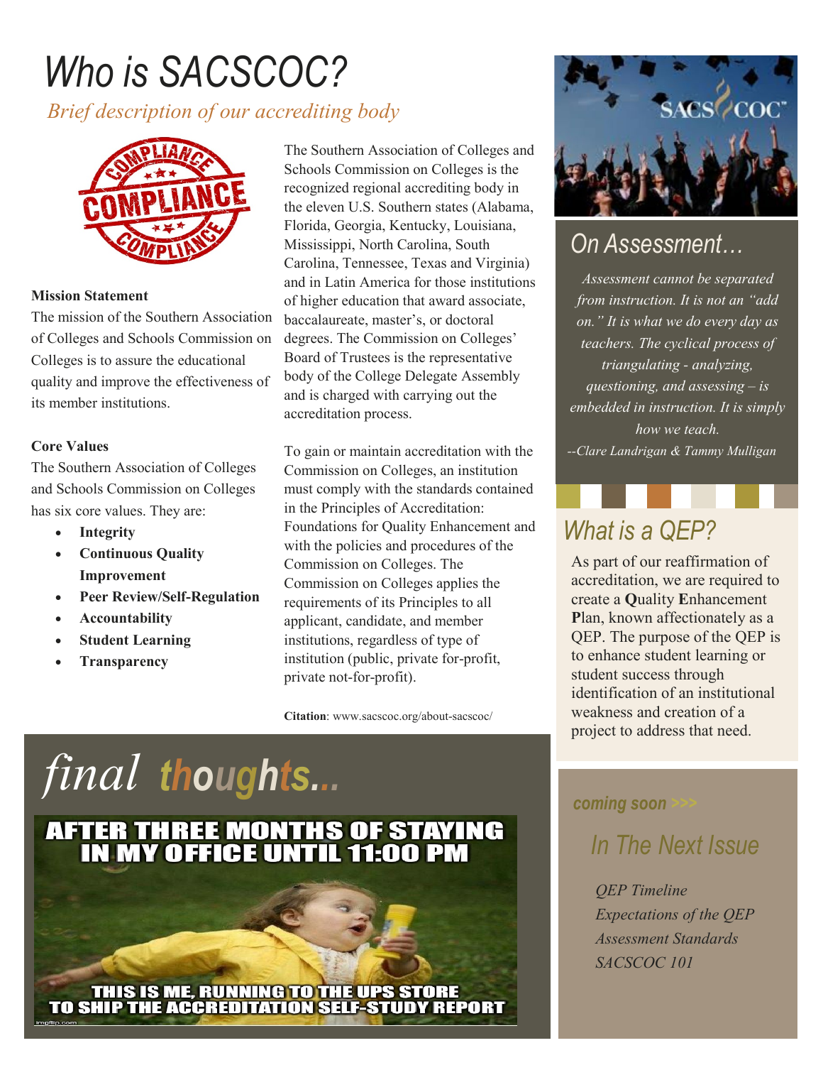# Who is SACSCOC?

*Brief description of our accrediting body*

**Mission Statement**

The mission of the Southern Association of Colleges and Schools Commission on Colleges is to assure the educational quality and improve the effectiveness of its member institutions.

**Core Values**

The Southern Association of Colleges and Schools Commission on Colleges has six core values. They are:

- **Integrity**
- **Continuous Quality Improvement**
- **Peer Review/Self-Regulation**
- **Accountability**
- **Student Learning**
- **Transparency**

The Southern Association of Colleges and Schools Commission on Colleges is the recognized regional accrediting body in the eleven U.S. Southern states (Alabama, Florida, Georgia, Kentucky, Louisiana, Mississippi, North Carolina, South Carolina, Tennessee, Texas and Virginia) and in Latin America for those institutions of higher education that award associate, baccalaureate, master's, or doctoral degrees. The Commission on Colleges' Board of Trustees is the representative body of the College Delegate Assembly and is charged with carrying out the accreditation process.

To gain or maintain accreditation with the Commission on Colleges, an institution must comply with the standards contained in the Principles of Accreditation: Foundations for Quality Enhancement and with the policies and procedures of the Commission on Colleges. The Commission on Colleges applies the requirements of its Principles to all applicant, candidate, and member institutions, regardless of type of institution (public, private for-profit, private not-for-profit).

**Citation**: www.sacscoc.org/about-sacscoc/

## On Assessment…

*Assessment cannot be separated from instruction. It is not an "add on." It is what we do every day as teachers. The cyclical process of triangulating - analyzing, questioning, and assessing – is embedded in instruction. It is simply how we teach.*

*--Clare Landrigan & Tammy Mulligan*

## What is a QEP?

As part of our reaffirmation of accreditation, we are required to create a **Q**uality **E**nhancement **P**lan, known affectionately as a QEP. The purpose of the QEP is to enhance student learning or student success through identification of an institutional weakness and creation of a project to address that need.

## final thoughts...

AFTER THREE MONTHS OF STAYING IN MY OFFICE UNTIL 11:00 PM

THIS IS ME, RUNNING TO THE UPS STORE TO SHIP THE ACCREDITATION SELF-STUDY REPORT

*coming soon >>>*

## In The Next Issue

*QEP Timeline*

*Expectations of the QEP*

*Assessment Standards*

*SACSCOC 101*